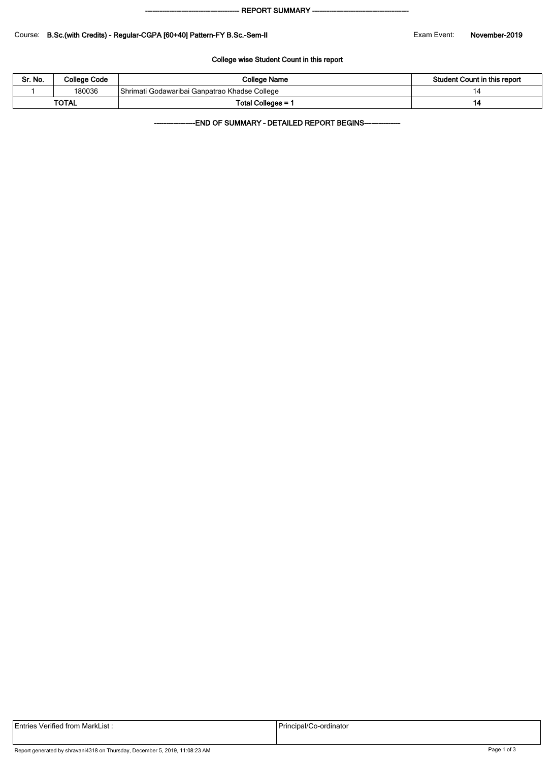---------------------------------------- REPORT SUMMARY ----------------------------------------

Course: **B.Sc.(with Credits) - Regular-CGPA [60+40] Pattern-FY B.Sc.-Sem-II** Exam Event: **November-2019**

**College wise Student Count in this report**

| Sr. No. | College Code | College Name | Student Count in this report |
|---|---|---|---|
| 1 | 180036 | Shrimati Godawaribai Ganpatrao Khadse College | 14 |
| TOTAL | | Total Colleges = 1 | 14 |

------------------END OF SUMMARY - DETAILED REPORT BEGINS----------------

| Entries Verified from MarkList : | Principal/Co-ordinator |
|---|---|

Report generated by shravani4318 on Thursday, December 5, 2019, 11:08:23 AM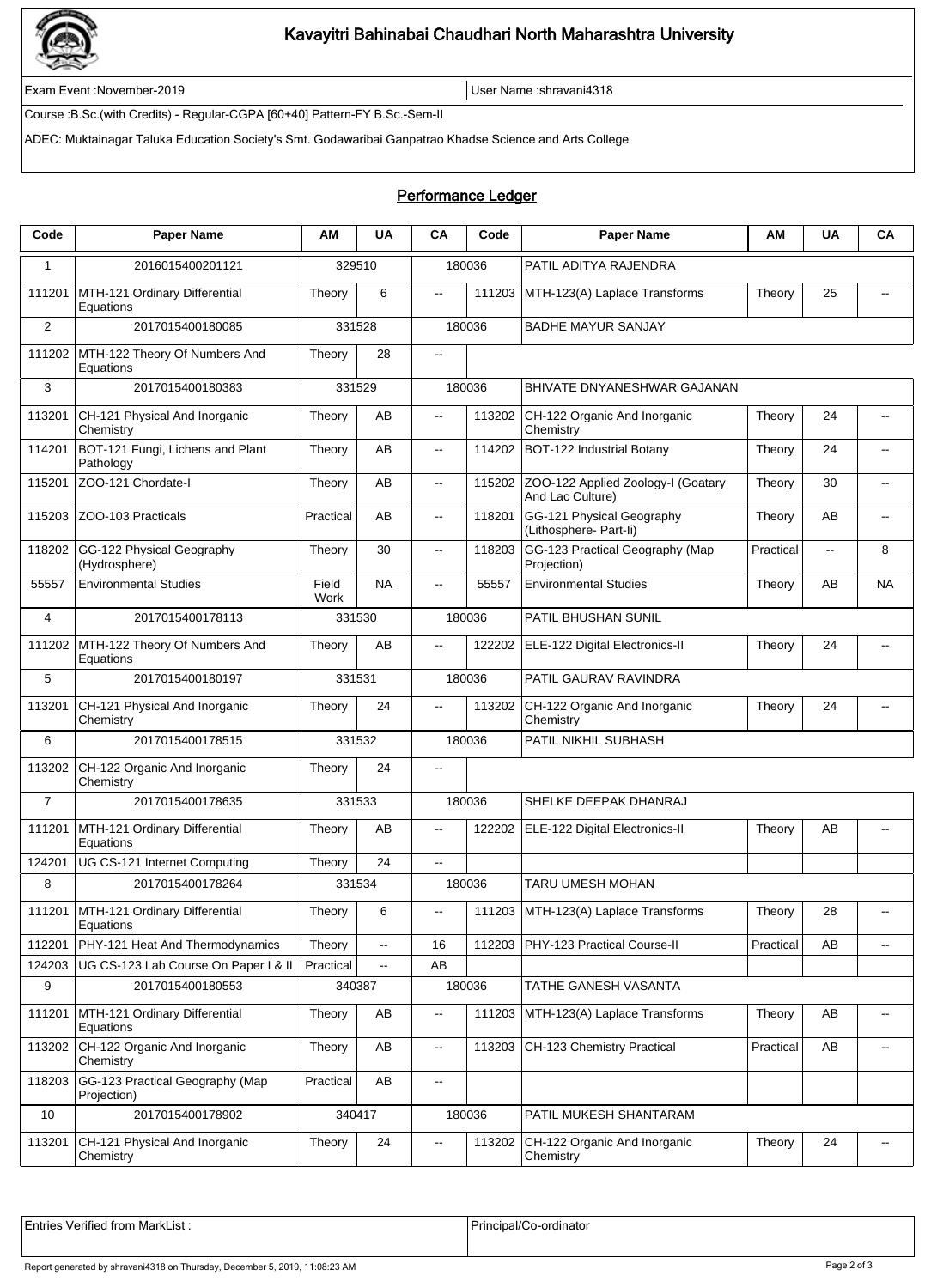# Kavayitri Bahinabai Chaudhari North Maharashtra University

Exam Event :November-2019 | User Name :shravani4318

Course :B.Sc.(with Credits) - Regular-CGPA [60+40] Pattern-FY B.Sc.-Sem-II

ADEC: Muktainagar Taluka Education Society's Smt. Godawaribai Ganpatrao Khadse Science and Arts College

## Performance Ledger

| Code | Paper Name | AM | UA | CA | Code | Paper Name | AM | UA | CA |
|---|---|---|---|---|---|---|---|---|---|
| 1 | 2016015400201121 | 329510 | | 180036 | | PATIL ADITYA RAJENDRA | | | |
| 111201 | MTH-121 Ordinary Differential Equations | Theory | 6 | -- | 111203 | MTH-123(A) Laplace Transforms | Theory | 25 | -- |
| 2 | 2017015400180085 | 331528 | | 180036 | | BADHE MAYUR SANJAY | | | |
| 111202 | MTH-122 Theory Of Numbers And Equations | Theory | 28 | -- | | | | | |
| 3 | 2017015400180383 | 331529 | | 180036 | | BHIVATE DNYANESHWAR GAJANAN | | | |
| 113201 | CH-121 Physical And Inorganic Chemistry | Theory | AB | -- | 113202 | CH-122 Organic And Inorganic Chemistry | Theory | 24 | -- |
| 114201 | BOT-121 Fungi, Lichens and Plant Pathology | Theory | AB | -- | 114202 | BOT-122 Industrial Botany | Theory | 24 | -- |
| 115201 | ZOO-121 Chordate-I | Theory | AB | -- | 115202 | ZOO-122 Applied Zoology-I (Goatary And Lac Culture) | Theory | 30 | -- |
| 115203 | ZOO-103 Practicals | Practical | AB | -- | 118201 | GG-121 Physical Geography (Lithosphere- Part-Ii) | Theory | AB | -- |
| 118202 | GG-122 Physical Geography (Hydrosphere) | Theory | 30 | -- | 118203 | GG-123 Practical Geography (Map Projection) | Practical | -- | 8 |
| 55557 | Environmental Studies | Field Work | NA | -- | 55557 | Environmental Studies | Theory | AB | NA |
| 4 | 2017015400178113 | 331530 | | 180036 | | PATIL BHUSHAN SUNIL | | | |
| 111202 | MTH-122 Theory Of Numbers And Equations | Theory | AB | -- | 122202 | ELE-122 Digital Electronics-II | Theory | 24 | -- |
| 5 | 2017015400180197 | 331531 | | 180036 | | PATIL GAURAV RAVINDRA | | | |
| 113201 | CH-121 Physical And Inorganic Chemistry | Theory | 24 | -- | 113202 | CH-122 Organic And Inorganic Chemistry | Theory | 24 | -- |
| 6 | 2017015400178515 | 331532 | | 180036 | | PATIL NIKHIL SUBHASH | | | |
| 113202 | CH-122 Organic And Inorganic Chemistry | Theory | 24 | -- | | | | | |
| 7 | 2017015400178635 | 331533 | | 180036 | | SHELKE DEEPAK DHANRAJ | | | |
| 111201 | MTH-121 Ordinary Differential Equations | Theory | AB | -- | 122202 | ELE-122 Digital Electronics-II | Theory | AB | -- |
| 124201 | UG CS-121 Internet Computing | Theory | 24 | -- | | | | | |
| 8 | 2017015400178264 | 331534 | | 180036 | | TARU UMESH MOHAN | | | |
| 111201 | MTH-121 Ordinary Differential Equations | Theory | 6 | -- | 111203 | MTH-123(A) Laplace Transforms | Theory | 28 | -- |
| 112201 | PHY-121 Heat And Thermodynamics | Theory | -- | 16 | 112203 | PHY-123 Practical Course-II | Practical | AB | -- |
| 124203 | UG CS-123 Lab Course On Paper I & II | Practical | -- | AB | | | | | |
| 9 | 2017015400180553 | 340387 | | 180036 | | TATHE GANESH VASANTA | | | |
| 111201 | MTH-121 Ordinary Differential Equations | Theory | AB | -- | 111203 | MTH-123(A) Laplace Transforms | Theory | AB | -- |
| 113202 | CH-122 Organic And Inorganic Chemistry | Theory | AB | -- | 113203 | CH-123 Chemistry Practical | Practical | AB | -- |
| 118203 | GG-123 Practical Geography (Map Projection) | Practical | AB | -- | | | | | |
| 10 | 2017015400178902 | 340417 | | 180036 | | PATIL MUKESH SHANTARAM | | | |
| 113201 | CH-121 Physical And Inorganic Chemistry | Theory | 24 | -- | 113202 | CH-122 Organic And Inorganic Chemistry | Theory | 24 | -- |

| Entries Verified from MarkList : | Principal/Co-ordinator |
|---|---|

Report generated by shravani4318 on Thursday, December 5, 2019, 11:08:23 AM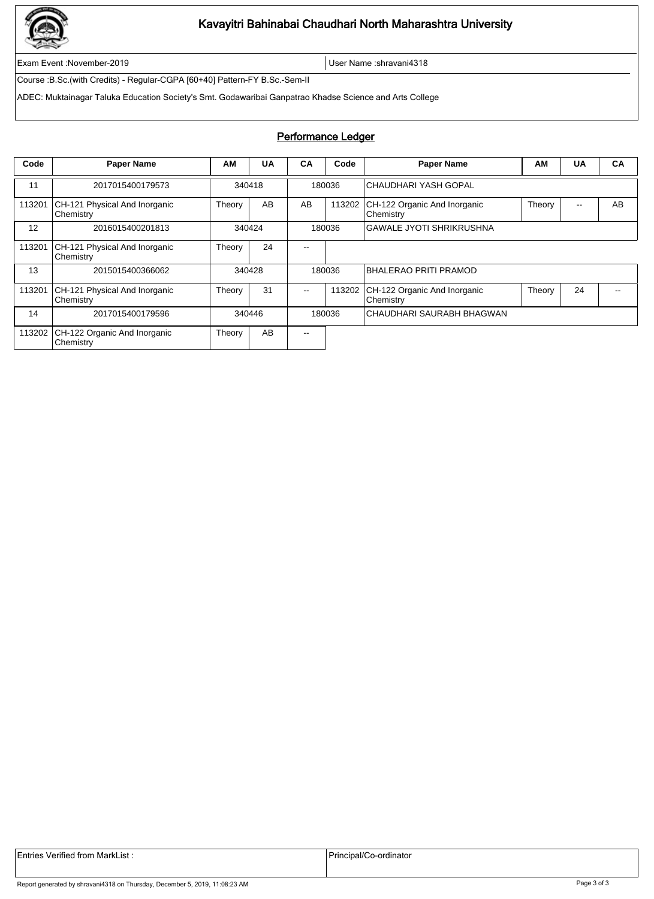# Kavayitri Bahinabai Chaudhari North Maharashtra University

Exam Event :November-2019 | User Name :shravani4318

Course :B.Sc.(with Credits) - Regular-CGPA [60+40] Pattern-FY B.Sc.-Sem-II

ADEC: Muktainagar Taluka Education Society's Smt. Godawaribai Ganpatrao Khadse Science and Arts College

## Performance Ledger

| Code | Paper Name | AM | UA | CA | Code | Paper Name | AM | UA | CA |
|---|---|---|---|---|---|---|---|---|---|
| 11 | 2017015400179573 | 340418 | | 180036 | | CHAUDHARI YASH GOPAL | | | |
| 113201 | CH-121 Physical And Inorganic Chemistry | Theory | AB | AB | 113202 | CH-122 Organic And Inorganic Chemistry | Theory | -- | AB |
| 12 | 2016015400201813 | 340424 | | 180036 | | GAWALE JYOTI SHRIKRUSHNA | | | |
| 113201 | CH-121 Physical And Inorganic Chemistry | Theory | 24 | -- | | | | | |
| 13 | 2015015400366062 | 340428 | | 180036 | | BHALERAO PRITI PRAMOD | | | |
| 113201 | CH-121 Physical And Inorganic Chemistry | Theory | 31 | -- | 113202 | CH-122 Organic And Inorganic Chemistry | Theory | 24 | -- |
| 14 | 2017015400179596 | 340446 | | 180036 | | CHAUDHARI SAURABH BHAGWAN | | | |
| 113202 | CH-122 Organic And Inorganic Chemistry | Theory | AB | -- | | | | | |

| Entries Verified from MarkList : | Principal/Co-ordinator |
|---|---|
| | |

Report generated by shravani4318 on Thursday, December 5, 2019, 11:08:23 AM